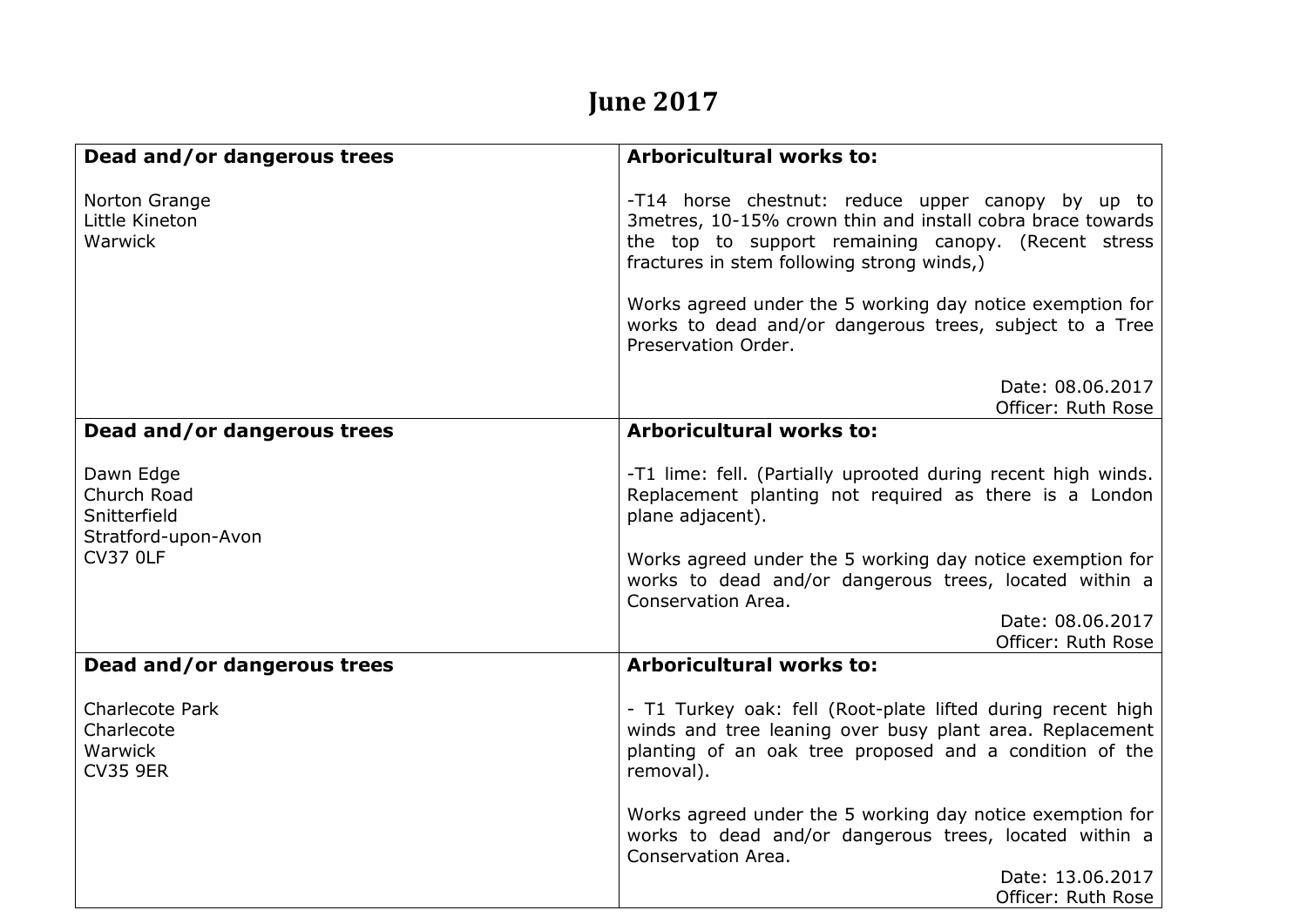# June 2017

| Dead and/or dangerous trees | Arboricultural works to: |
|---|---|
| Norton Grange<br>Little Kineton<br>Warwick | -T14 horse chestnut: reduce upper canopy by up to 3metres, 10-15% crown thin and install cobra brace towards the top to support remaining canopy. (Recent stress fractures in stem following strong winds,)<br><br>Works agreed under the 5 working day notice exemption for works to dead and/or dangerous trees, subject to a Tree Preservation Order.<br><br>Date: 08.06.2017<br>Officer: Ruth Rose |
| **Dead and/or dangerous trees**<br><br>Dawn Edge<br>Church Road<br>Snitterfield<br>Stratford-upon-Avon<br>CV37 0LF | **Arboricultural works to:**<br><br>-T1 lime: fell. (Partially uprooted during recent high winds. Replacement planting not required as there is a London plane adjacent).<br><br>Works agreed under the 5 working day notice exemption for works to dead and/or dangerous trees, located within a Conservation Area.<br>Date: 08.06.2017<br>Officer: Ruth Rose |
| **Dead and/or dangerous trees**<br><br>Charlecote Park<br>Charlecote<br>Warwick<br>CV35 9ER | **Arboricultural works to:**<br><br>- T1 Turkey oak: fell (Root-plate lifted during recent high winds and tree leaning over busy plant area. Replacement planting of an oak tree proposed and a condition of the removal).<br><br>Works agreed under the 5 working day notice exemption for works to dead and/or dangerous trees, located within a Conservation Area.<br>Date: 13.06.2017<br>Officer: Ruth Rose |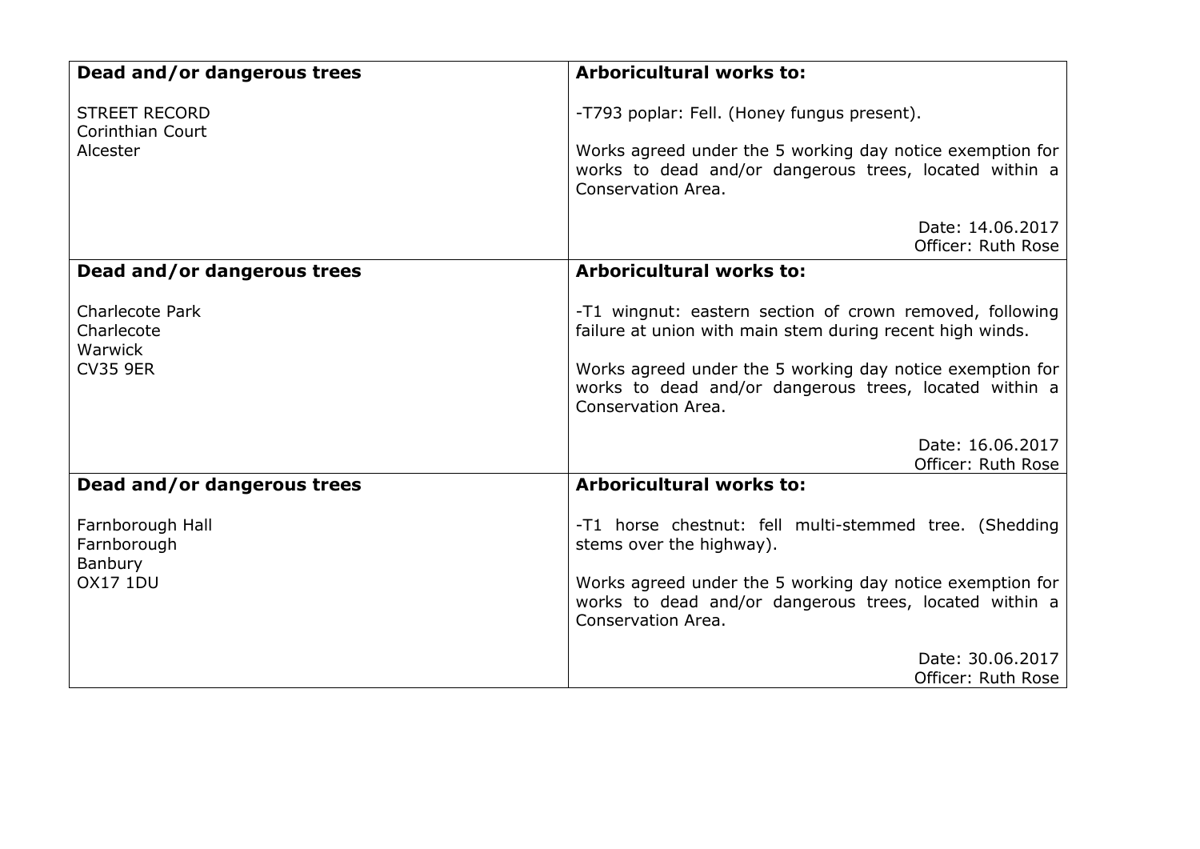| | |
|---|---|
| **Dead and/or dangerous trees**<br><br>STREET RECORD<br>Corinthian Court<br>Alcester | **Arboricultural works to:**<br><br>-T793 poplar: Fell. (Honey fungus present).<br><br>Works agreed under the 5 working day notice exemption for works to dead and/or dangerous trees, located within a Conservation Area.<br><br>Date: 14.06.2017<br>Officer: Ruth Rose |
| **Dead and/or dangerous trees**<br><br>Charlecote Park<br>Charlecote<br>Warwick<br>CV35 9ER | **Arboricultural works to:**<br><br>-T1 wingnut: eastern section of crown removed, following failure at union with main stem during recent high winds.<br><br>Works agreed under the 5 working day notice exemption for works to dead and/or dangerous trees, located within a Conservation Area.<br><br>Date: 16.06.2017<br>Officer: Ruth Rose |
| **Dead and/or dangerous trees**<br><br>Farnborough Hall<br>Farnborough<br>Banbury<br>OX17 1DU | **Arboricultural works to:**<br><br>-T1 horse chestnut: fell multi-stemmed tree. (Shedding stems over the highway).<br><br>Works agreed under the 5 working day notice exemption for works to dead and/or dangerous trees, located within a Conservation Area.<br><br>Date: 30.06.2017<br>Officer: Ruth Rose |